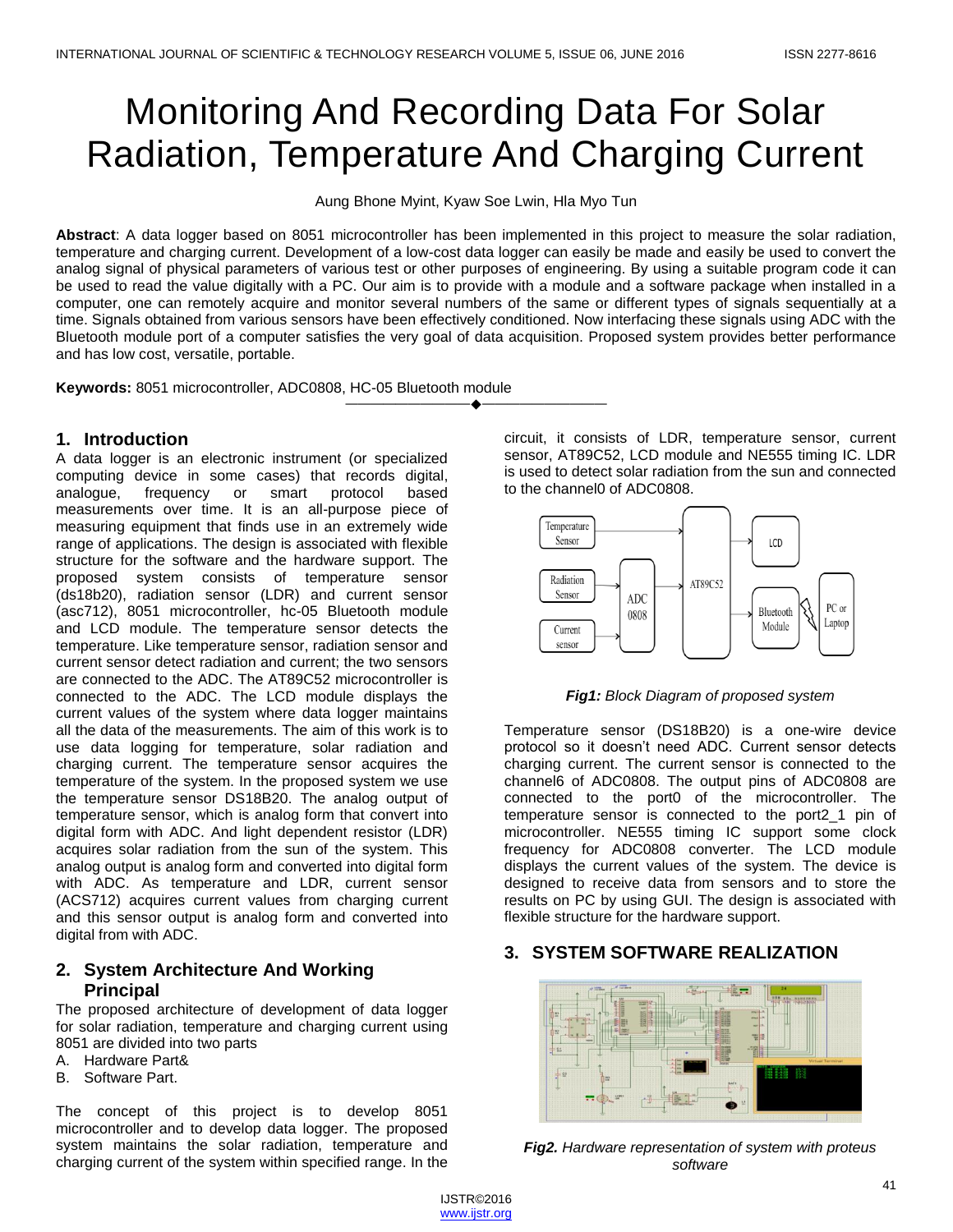# Monitoring And Recording Data For Solar Radiation, Temperature And Charging Current

Aung Bhone Myint, Kyaw Soe Lwin, Hla Myo Tun

**Abstract**: A data logger based on 8051 microcontroller has been implemented in this project to measure the solar radiation, temperature and charging current. Development of a low-cost data logger can easily be made and easily be used to convert the analog signal of physical parameters of various test or other purposes of engineering. By using a suitable program code it can be used to read the value digitally with a PC. Our aim is to provide with a module and a software package when installed in a computer, one can remotely acquire and monitor several numbers of the same or different types of signals sequentially at a time. Signals obtained from various sensors have been effectively conditioned. Now interfacing these signals using ADC with the Bluetooth module port of a computer satisfies the very goal of data acquisition. Proposed system provides better performance and has low cost, versatile, portable.

**Keywords:** 8051 microcontroller, ADC0808, HC-05 Bluetooth module

## 1. Introduction

A data logger is an electronic instrument (or specialized computing device in some cases) that records digital, analogue, frequency or smart protocol based measurements over time. It is an all-purpose piece of measuring equipment that finds use in an extremely wide range of applications. The design is associated with flexible structure for the software and the hardware support. The proposed system consists of temperature sensor (ds18b20), radiation sensor (LDR) and current sensor (asc712), 8051 microcontroller, hc-05 Bluetooth module and LCD module. The temperature sensor detects the temperature. Like temperature sensor, radiation sensor and current sensor detect radiation and current; the two sensors are connected to the ADC. The AT89C52 microcontroller is connected to the ADC. The LCD module displays the current values of the system where data logger maintains all the data of the measurements. The aim of this work is to use data logging for temperature, solar radiation and charging current. The temperature sensor acquires the temperature of the system. In the proposed system we use the temperature sensor DS18B20. The analog output of temperature sensor, which is analog form that convert into digital form with ADC. And light dependent resistor (LDR) acquires solar radiation from the sun of the system. This analog output is analog form and converted into digital form with ADC. As temperature and LDR, current sensor (ACS712) acquires current values from charging current and this sensor output is analog form and converted into digital from with ADC.

## 2. System Architecture And Working Principal

The proposed architecture of development of data logger for solar radiation, temperature and charging current using 8051 are divided into two parts

A. Hardware Part&
B. Software Part.

The concept of this project is to develop 8051 microcontroller and to develop data logger. The proposed system maintains the solar radiation, temperature and charging current of the system within specified range. In the circuit, it consists of LDR, temperature sensor, current sensor, AT89C52, LCD module and NE555 timing IC. LDR is used to detect solar radiation from the sun and connected to the channel0 of ADC0808.

***Fig1:*** *Block Diagram of proposed system*

Temperature sensor (DS18B20) is a one-wire device protocol so it doesn't need ADC. Current sensor detects charging current. The current sensor is connected to the channel6 of ADC0808. The output pins of ADC0808 are connected to the port0 of the microcontroller. The temperature sensor is connected to the port2_1 pin of microcontroller. NE555 timing IC support some clock frequency for ADC0808 converter. The LCD module displays the current values of the system. The device is designed to receive data from sensors and to store the results on PC by using GUI. The design is associated with flexible structure for the hardware support.

## 3. SYSTEM SOFTWARE REALIZATION

***Fig2.*** *Hardware representation of system with proteus software*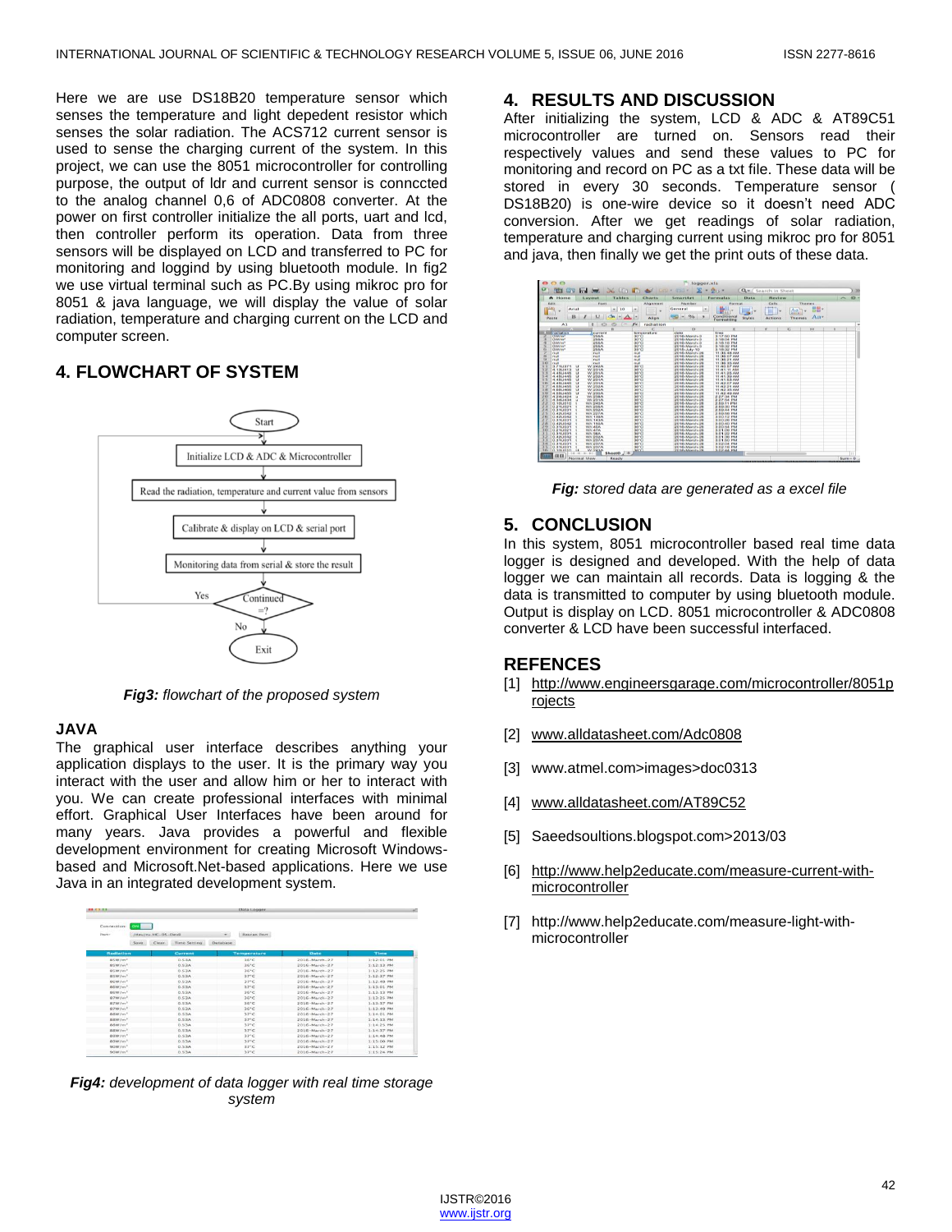Here we are use DS18B20 temperature sensor which senses the temperature and light depedent resistor which senses the solar radiation. The ACS712 current sensor is used to sense the charging current of the system. In this project, we can use the 8051 microcontroller for controlling purpose, the output of ldr and current sensor is conncted to the analog channel 0,6 of ADC0808 converter. At the power on first controller initialize the all ports, uart and lcd, then controller perform its operation. Data from three sensors will be displayed on LCD and transferred to PC for monitoring and loggind by using bluetooth module. In fig2 we use virtual terminal such as PC.By using mikroc pro for 8051 & java language, we will display the value of solar radiation, temperature and charging current on the LCD and computer screen.

## 4. FLOWCHART OF SYSTEM

Start

Initialize LCD & ADC & Microcontroller

Read the radiation, temperature and current value from sensors

Calibrate & display on LCD & serial port

Monitoring data from serial & store the result

Continued =?

Yes

No

Exit

***Fig3:*** *flowchart of the proposed system*

### JAVA

The graphical user interface describes anything your application displays to the user. It is the primary way you interact with the user and allow him or her to interact with you. We can create professional interfaces with minimal effort. Graphical User Interfaces have been around for many years. Java provides a powerful and flexible development environment for creating Microsoft Windows-based and Microsoft.Net-based applications. Here we use Java in an integrated development system.

***Fig4:*** *development of data logger with real time storage system*

## 4. RESULTS AND DISCUSSION

After initializing the system, LCD & ADC & AT89C51 microcontroller are turned on. Sensors read their respectively values and send these values to PC for monitoring and record on PC as a txt file. These data will be stored in every 30 seconds. Temperature sensor ( DS18B20) is one-wire device so it doesn't need ADC conversion. After we get readings of solar radiation, temperature and charging current using mikroc pro for 8051 and java, then finally we get the print outs of these data.

***Fig:*** *stored data are generated as a excel file*

## 5. CONCLUSION

In this system, 8051 microcontroller based real time data logger is designed and developed. With the help of data logger we can maintain all records. Data is logging & the data is transmitted to computer by using bluetooth module. Output is display on LCD. 8051 microcontroller & ADC0808 converter & LCD have been successful interfaced.

## REFENCES

[1] http://www.engineersgarage.com/microcontroller/8051projects

[2] www.alldatasheet.com/Adc0808

[3] www.atmel.com>images>doc0313

[4] www.alldatasheet.com/AT89C52

[5] Saeedsoultions.blogspot.com>2013/03

[6] http://www.help2educate.com/measure-current-with-microcontroller

[7] http://www.help2educate.com/measure-light-with-microcontroller